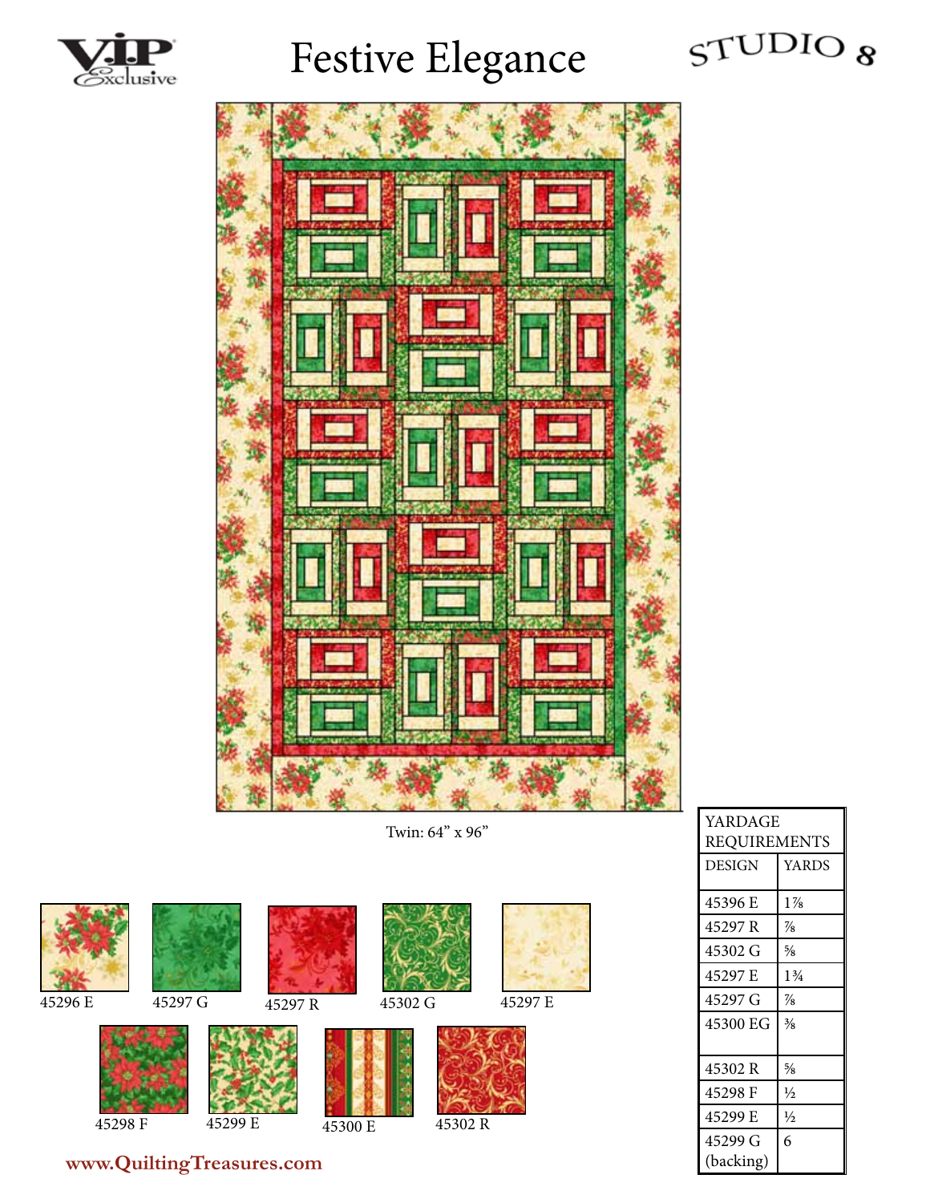VIP Exclusive

# Festive Elegance

STUDIO 8

Twin: 64" x 96"

45296 E

45297 G

45297 R

45302 G

45297 E

45298 F

45299 E

45300 E

45302 R

| YARDAGE REQUIREMENTS | |
|---|---|
| DESIGN | YARDS |
| 45396 E | 1⅞ |
| 45297 R | ⅞ |
| 45302 G | ⅝ |
| 45297 E | 1¾ |
| 45297 G | ⅞ |
| 45300 EG | ⅜ |
| 45302 R | ⅝ |
| 45298 F | ½ |
| 45299 E | ½ |
| 45299 G (backing) | 6 |

www.QuiltingTreasures.com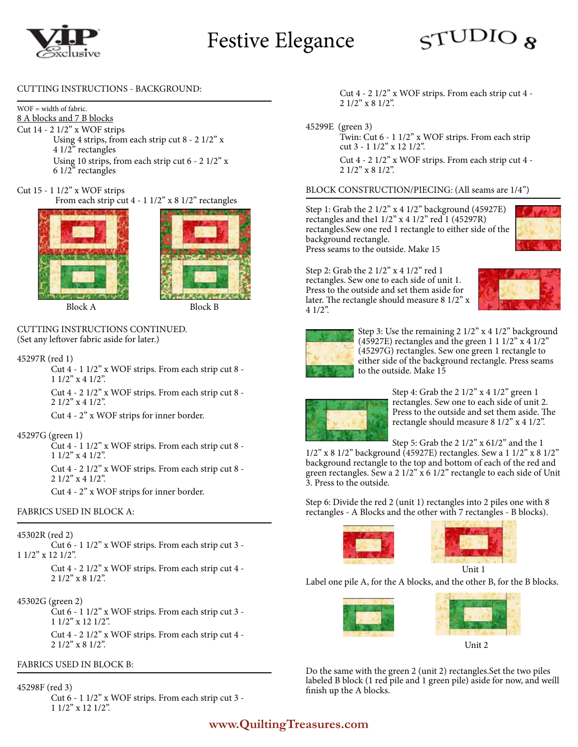# Festive Elegance

## CUTTING INSTRUCTIONS - BACKGROUND:

WOF = width of fabric.

8 A blocks and 7 B blocks

Cut 14 - 2 1/2" x WOF strips

Using 4 strips, from each strip cut 8 - 2 1/2" x 4 1/2" rectangles

Using 10 strips, from each strip cut 6 - 2 1/2" x 6 1/2" rectangles

Cut 15 - 1 1/2" x WOF strips

From each strip cut 4 - 1 1/2" x 8 1/2" rectangles

Block A

Block B

## CUTTING INSTRUCTIONS CONTINUED.

(Set any leftover fabric aside for later.)

45297R (red 1)

Cut 4 - 1 1/2" x WOF strips. From each strip cut 8 - 1 1/2" x 4 1/2".

Cut 4 - 2 1/2" x WOF strips. From each strip cut 8 - 2 1/2" x 4 1/2".

Cut 4 - 2" x WOF strips for inner border.

45297G (green 1)

Cut 4 - 1 1/2" x WOF strips. From each strip cut 8 - 1 1/2" x 4 1/2".

Cut 4 - 2 1/2" x WOF strips. From each strip cut 8 - 2 1/2" x 4 1/2".

Cut 4 - 2" x WOF strips for inner border.

## FABRICS USED IN BLOCK A:

45302R (red 2)

Cut 6 - 1 1/2" x WOF strips. From each strip cut 3 - 1 1/2" x 12 1/2".

Cut 4 - 2 1/2" x WOF strips. From each strip cut 4 - 2 1/2" x 8 1/2".

45302G (green 2)

Cut 6 - 1 1/2" x WOF strips. From each strip cut 3 - 1 1/2" x 12 1/2".

Cut 4 - 2 1/2" x WOF strips. From each strip cut 4 - 2 1/2" x 8 1/2".

## FABRICS USED IN BLOCK B:

45298F (red 3)

Cut 6 - 1 1/2" x WOF strips. From each strip cut 3 - 1 1/2" x 12 1/2".

Cut 4 - 2 1/2" x WOF strips. From each strip cut 4 - 2 1/2" x 8 1/2".

45299E (green 3)

Twin: Cut 6 - 1 1/2" x WOF strips. From each strip cut 3 - 1 1/2" x 12 1/2".

Cut 4 - 2 1/2" x WOF strips. From each strip cut 4 - 2 1/2" x 8 1/2".

## BLOCK CONSTRUCTION/PIECING: (All seams are 1/4")

Step 1: Grab the 2 1/2" x 4 1/2" background (45927E) rectangles and the1 1/2" x 4 1/2" red 1 (45297R) rectangles.Sew one red 1 rectangle to either side of the background rectangle.
Press seams to the outside. Make 15

Step 2: Grab the 2 1/2" x 4 1/2" red 1 rectangles. Sew one to each side of unit 1. Press to the outside and set them aside for later. The rectangle should measure 8 1/2" x 4 1/2".

Step 3: Use the remaining 2 1/2" x 4 1/2" background (45927E) rectangles and the green 1 1 1/2" x 4 1/2" (45297G) rectangles. Sew one green 1 rectangle to either side of the background rectangle. Press seams to the outside. Make 15

Step 4: Grab the 2 1/2" x 4 1/2" green 1 rectangles. Sew one to each side of unit 2. Press to the outside and set them aside. The rectangle should measure 8 1/2" x 4 1/2".

Step 5: Grab the 2 1/2" x 61/2" and the 1 1/2" x 8 1/2" background (45927E) rectangles. Sew a 1 1/2" x 8 1/2" background rectangle to the top and bottom of each of the red and green rectangles. Sew a 2 1/2" x 6 1/2" rectangle to each side of Unit 3. Press to the outside.

Step 6: Divide the red 2 (unit 1) rectangles into 2 piles one with 8 rectangles - A Blocks and the other with 7 rectangles - B blocks).

Unit 1

Label one pile A, for the A blocks, and the other B, for the B blocks.

Unit 2

Do the same with the green 2 (unit 2) rectangles.Set the two piles labeled B block (1 red pile and 1 green pile) aside for now, and weíll finish up the A blocks.

www.QuiltingTreasures.com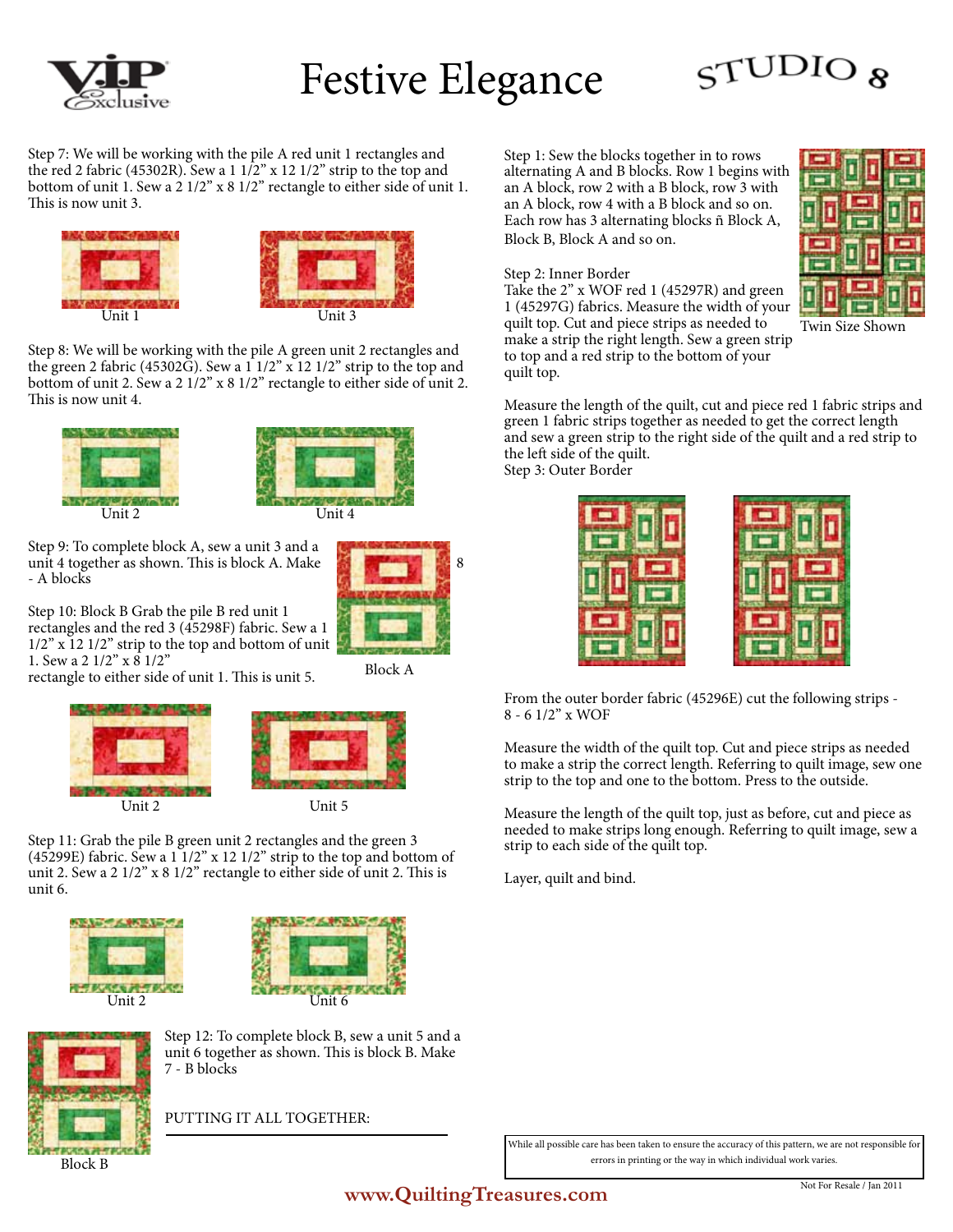# Festive Elegance

Step 7: We will be working with the pile A red unit 1 rectangles and the red 2 fabric (45302R). Sew a 1 1/2" x 12 1/2" strip to the top and bottom of unit 1. Sew a 2 1/2" x 8 1/2" rectangle to either side of unit 1. This is now unit 3.

Unit 1

Unit 3

Step 8: We will be working with the pile A green unit 2 rectangles and the green 2 fabric (45302G). Sew a 1 1/2" x 12 1/2" strip to the top and bottom of unit 2. Sew a 2 1/2" x 8 1/2" rectangle to either side of unit 2. This is now unit 4.

Unit 2

Unit 4

Step 9: To complete block A, sew a unit 3 and a unit 4 together as shown. This is block A. Make 8 - A blocks

Block A

Step 10: Block B Grab the pile B red unit 1 rectangles and the red 3 (45298F) fabric. Sew a 1 1/2" x 12 1/2" strip to the top and bottom of unit 1. Sew a 2 1/2" x 8 1/2" rectangle to either side of unit 1. This is unit 5.

Unit 2

Unit 5

Step 11: Grab the pile B green unit 2 rectangles and the green 3 (45299E) fabric. Sew a 1 1/2" x 12 1/2" strip to the top and bottom of unit 2. Sew a 2 1/2" x 8 1/2" rectangle to either side of unit 2. This is unit 6.

Unit 2

Unit 6

Step 12: To complete block B, sew a unit 5 and a unit 6 together as shown. This is block B. Make 7 - B blocks

Block B

PUTTING IT ALL TOGETHER:

Step 1: Sew the blocks together in to rows alternating A and B blocks. Row 1 begins with an A block, row 2 with a B block, row 3 with an A block, row 4 with a B block and so on. Each row has 3 alternating blocks ñ Block A, Block B, Block A and so on.

Twin Size Shown

Step 2: Inner Border

Take the 2" x WOF red 1 (45297R) and green 1 (45297G) fabrics. Measure the width of your quilt top. Cut and piece strips as needed to make a strip the right length. Sew a green strip to top and a red strip to the bottom of your quilt top.

Measure the length of the quilt, cut and piece red 1 fabric strips and green 1 fabric strips together as needed to get the correct length and sew a green strip to the right side of the quilt and a red strip to the left side of the quilt.

Step 3: Outer Border

From the outer border fabric (45296E) cut the following strips - 8 - 6 1/2" x WOF

Measure the width of the quilt top. Cut and piece strips as needed to make a strip the correct length. Referring to quilt image, sew one strip to the top and one to the bottom. Press to the outside.

Measure the length of the quilt top, just as before, cut and piece as needed to make strips long enough. Referring to quilt image, sew a strip to each side of the quilt top.

Layer, quilt and bind.

While all possible care has been taken to ensure the accuracy of this pattern, we are not responsible for errors in printing or the way in which individual work varies.

Not For Resale / Jan 2011

www.QuiltingTreasures.com